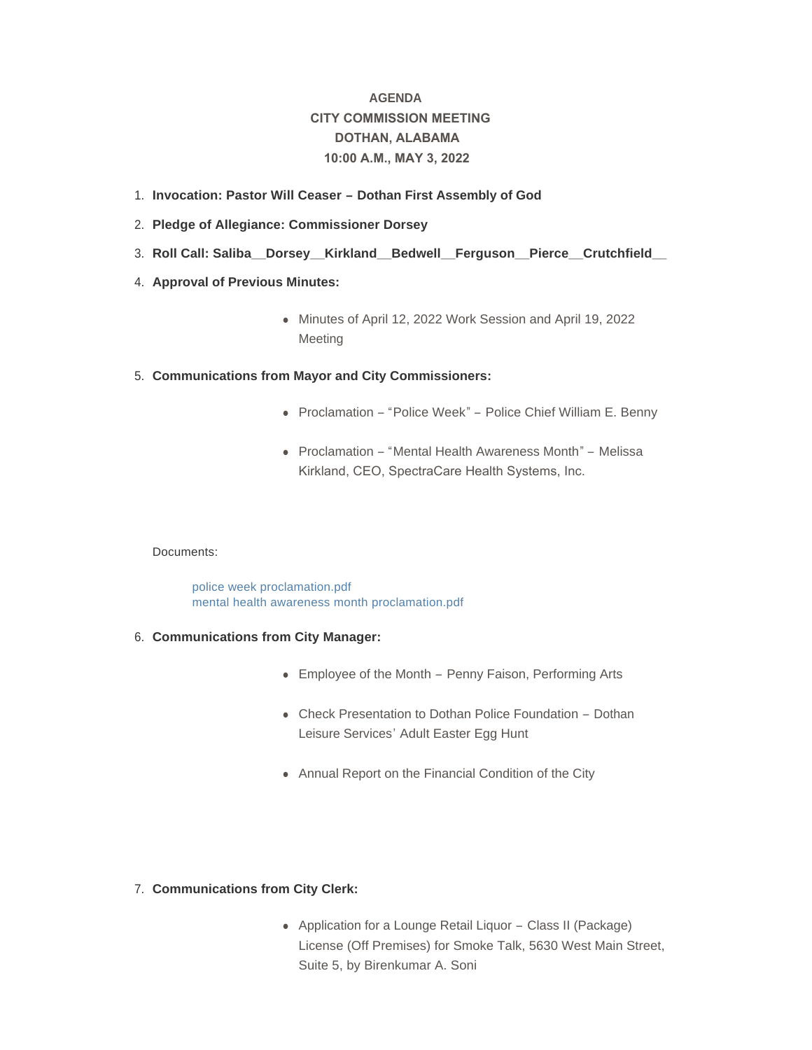**AGENDA**
**CITY COMMISSION MEETING**
**DOTHAN, ALABAMA**
**10:00 A.M., MAY 3, 2022**

1. **Invocation: Pastor Will Ceaser – Dothan First Assembly of God**
2. **Pledge of Allegiance: Commissioner Dorsey**
3. **Roll Call: Saliba__Dorsey__Kirkland__Bedwell__Ferguson__Pierce__Crutchfield__**
4. **Approval of Previous Minutes:**
   - Minutes of April 12, 2022 Work Session and April 19, 2022 Meeting
5. **Communications from Mayor and City Commissioners:**
   - Proclamation – "Police Week" – Police Chief William E. Benny
   - Proclamation – "Mental Health Awareness Month" – Melissa Kirkland, CEO, SpectraCare Health Systems, Inc.

   Documents:

   police week proclamation.pdf
   mental health awareness month proclamation.pdf

6. **Communications from City Manager:**
   - Employee of the Month – Penny Faison, Performing Arts
   - Check Presentation to Dothan Police Foundation – Dothan Leisure Services' Adult Easter Egg Hunt
   - Annual Report on the Financial Condition of the City
7. **Communications from City Clerk:**
   - Application for a Lounge Retail Liquor – Class II (Package) License (Off Premises) for Smoke Talk, 5630 West Main Street, Suite 5, by Birenkumar A. Soni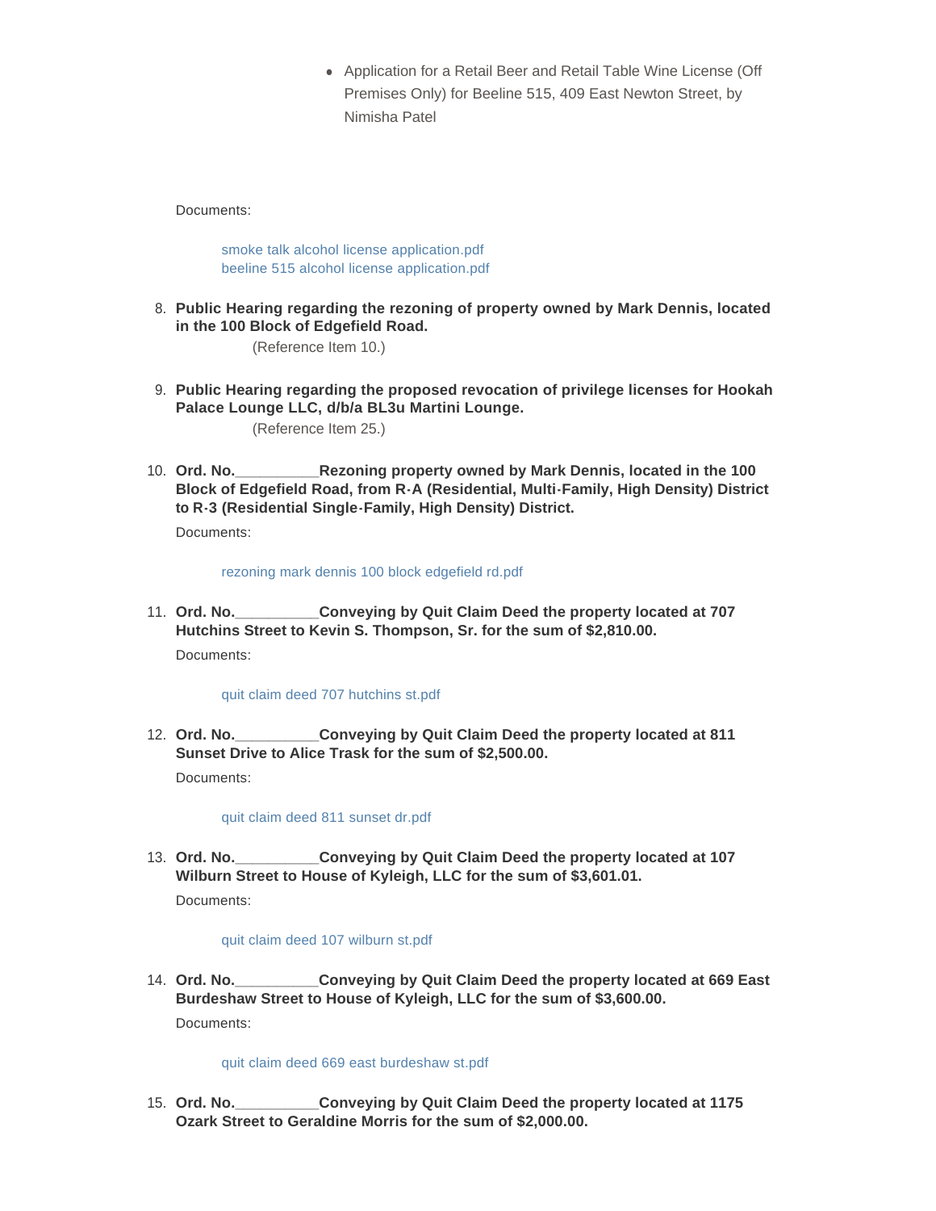- Application for a Retail Beer and Retail Table Wine License (Off Premises Only) for Beeline 515, 409 East Newton Street, by Nimisha Patel

Documents:

smoke talk alcohol license application.pdf
beeline 515 alcohol license application.pdf

8. **Public Hearing regarding the rezoning of property owned by Mark Dennis, located in the 100 Block of Edgefield Road.**
   (Reference Item 10.)

9. **Public Hearing regarding the proposed revocation of privilege licenses for Hookah Palace Lounge LLC, d/b/a BL3u Martini Lounge.**
   (Reference Item 25.)

10. **Ord. No.__________Rezoning property owned by Mark Dennis, located in the 100 Block of Edgefield Road, from R-A (Residential, Multi-Family, High Density) District to R-3 (Residential Single-Family, High Density) District.**

    Documents:

    rezoning mark dennis 100 block edgefield rd.pdf

11. **Ord. No.__________Conveying by Quit Claim Deed the property located at 707 Hutchins Street to Kevin S. Thompson, Sr. for the sum of $2,810.00.**

    Documents:

    quit claim deed 707 hutchins st.pdf

12. **Ord. No.__________Conveying by Quit Claim Deed the property located at 811 Sunset Drive to Alice Trask for the sum of $2,500.00.**

    Documents:

    quit claim deed 811 sunset dr.pdf

13. **Ord. No.__________Conveying by Quit Claim Deed the property located at 107 Wilburn Street to House of Kyleigh, LLC for the sum of $3,601.01.**

    Documents:

    quit claim deed 107 wilburn st.pdf

14. **Ord. No.__________Conveying by Quit Claim Deed the property located at 669 East Burdeshaw Street to House of Kyleigh, LLC for the sum of $3,600.00.**

    Documents:

    quit claim deed 669 east burdeshaw st.pdf

15. **Ord. No.__________Conveying by Quit Claim Deed the property located at 1175 Ozark Street to Geraldine Morris for the sum of $2,000.00.**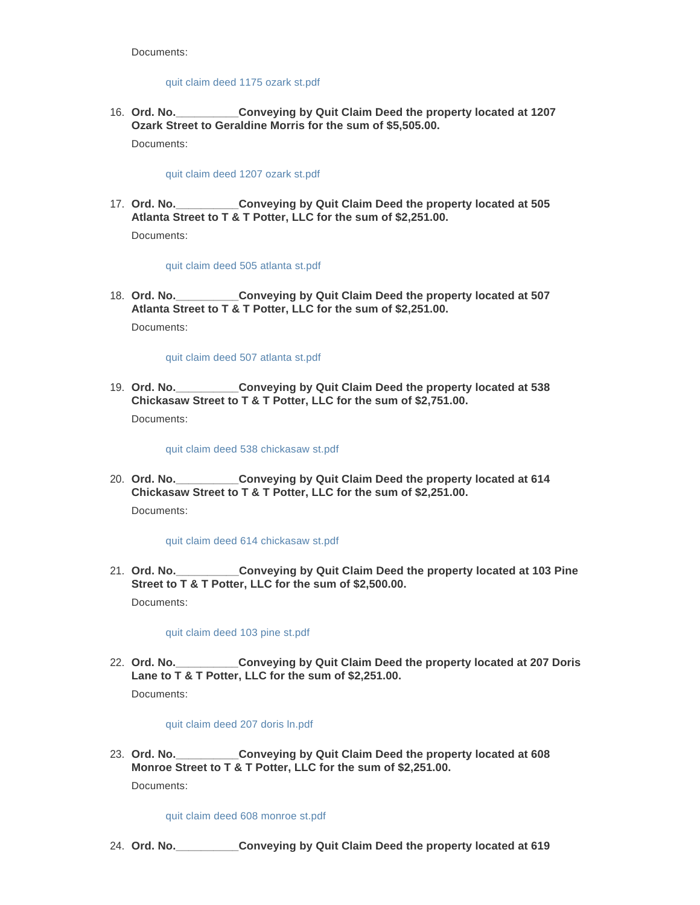Documents:

quit claim deed 1175 ozark st.pdf

16. **Ord. No.__________Conveying by Quit Claim Deed the property located at 1207 Ozark Street to Geraldine Morris for the sum of $5,505.00.**

    Documents:

    quit claim deed 1207 ozark st.pdf

17. **Ord. No.__________Conveying by Quit Claim Deed the property located at 505 Atlanta Street to T & T Potter, LLC for the sum of $2,251.00.**

    Documents:

    quit claim deed 505 atlanta st.pdf

18. **Ord. No.__________Conveying by Quit Claim Deed the property located at 507 Atlanta Street to T & T Potter, LLC for the sum of $2,251.00.**

    Documents:

    quit claim deed 507 atlanta st.pdf

19. **Ord. No.__________Conveying by Quit Claim Deed the property located at 538 Chickasaw Street to T & T Potter, LLC for the sum of $2,751.00.**

    Documents:

    quit claim deed 538 chickasaw st.pdf

20. **Ord. No.__________Conveying by Quit Claim Deed the property located at 614 Chickasaw Street to T & T Potter, LLC for the sum of $2,251.00.**

    Documents:

    quit claim deed 614 chickasaw st.pdf

21. **Ord. No.__________Conveying by Quit Claim Deed the property located at 103 Pine Street to T & T Potter, LLC for the sum of $2,500.00.**

    Documents:

    quit claim deed 103 pine st.pdf

22. **Ord. No.__________Conveying by Quit Claim Deed the property located at 207 Doris Lane to T & T Potter, LLC for the sum of $2,251.00.**

    Documents:

    quit claim deed 207 doris ln.pdf

23. **Ord. No.__________Conveying by Quit Claim Deed the property located at 608 Monroe Street to T & T Potter, LLC for the sum of $2,251.00.**

    Documents:

    quit claim deed 608 monroe st.pdf

24. **Ord. No.__________Conveying by Quit Claim Deed the property located at 619**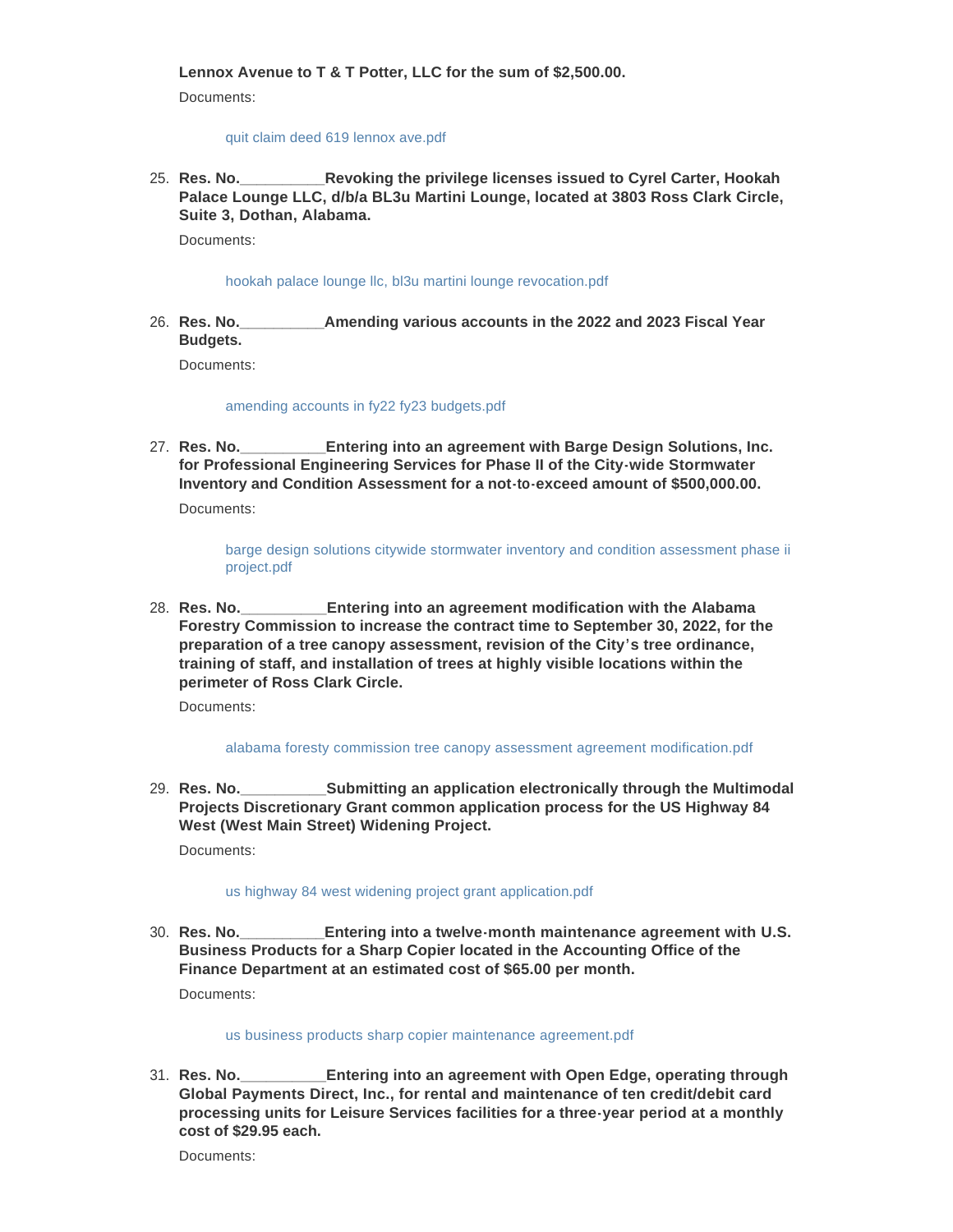**Lennox Avenue to T & T Potter, LLC for the sum of $2,500.00.**

Documents:

quit claim deed 619 lennox ave.pdf

25. **Res. No.__________Revoking the privilege licenses issued to Cyrel Carter, Hookah Palace Lounge LLC, d/b/a BL3u Martini Lounge, located at 3803 Ross Clark Circle, Suite 3, Dothan, Alabama.**

    Documents:

    hookah palace lounge llc, bl3u martini lounge revocation.pdf

26. **Res. No.__________Amending various accounts in the 2022 and 2023 Fiscal Year Budgets.**

    Documents:

    amending accounts in fy22 fy23 budgets.pdf

27. **Res. No.__________Entering into an agreement with Barge Design Solutions, Inc. for Professional Engineering Services for Phase II of the City-wide Stormwater Inventory and Condition Assessment for a not-to-exceed amount of $500,000.00.**

    Documents:

    barge design solutions citywide stormwater inventory and condition assessment phase ii project.pdf

28. **Res. No.__________Entering into an agreement modification with the Alabama Forestry Commission to increase the contract time to September 30, 2022, for the preparation of a tree canopy assessment, revision of the City's tree ordinance, training of staff, and installation of trees at highly visible locations within the perimeter of Ross Clark Circle.**

    Documents:

    alabama foresty commission tree canopy assessment agreement modification.pdf

29. **Res. No.__________Submitting an application electronically through the Multimodal Projects Discretionary Grant common application process for the US Highway 84 West (West Main Street) Widening Project.**

    Documents:

    us highway 84 west widening project grant application.pdf

30. **Res. No.__________Entering into a twelve-month maintenance agreement with U.S. Business Products for a Sharp Copier located in the Accounting Office of the Finance Department at an estimated cost of $65.00 per month.**

    Documents:

    us business products sharp copier maintenance agreement.pdf

31. **Res. No.__________Entering into an agreement with Open Edge, operating through Global Payments Direct, Inc., for rental and maintenance of ten credit/debit card processing units for Leisure Services facilities for a three-year period at a monthly cost of $29.95 each.**

    Documents: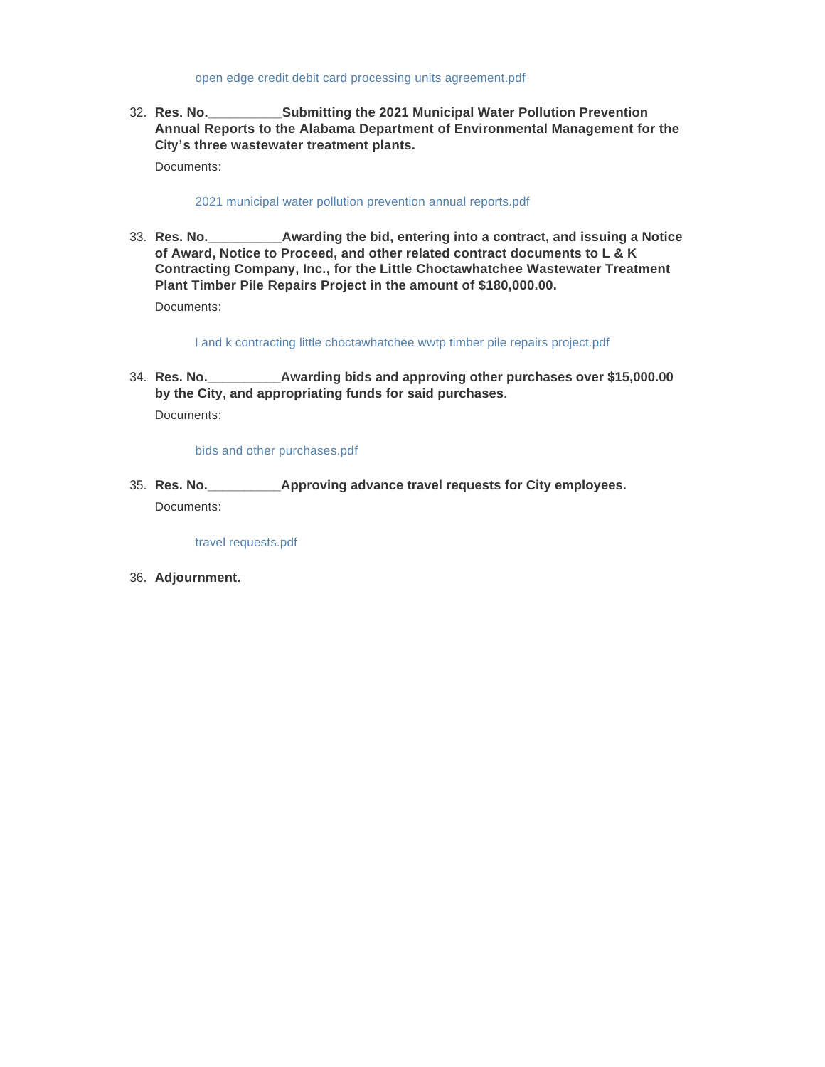open edge credit debit card processing units agreement.pdf

32. **Res. No.__________Submitting the 2021 Municipal Water Pollution Prevention Annual Reports to the Alabama Department of Environmental Management for the City's three wastewater treatment plants.**

    Documents:

    2021 municipal water pollution prevention annual reports.pdf

33. **Res. No.__________Awarding the bid, entering into a contract, and issuing a Notice of Award, Notice to Proceed, and other related contract documents to L & K Contracting Company, Inc., for the Little Choctawhatchee Wastewater Treatment Plant Timber Pile Repairs Project in the amount of $180,000.00.**

    Documents:

    l and k contracting little choctawhatchee wwtp timber pile repairs project.pdf

34. **Res. No.__________Awarding bids and approving other purchases over $15,000.00 by the City, and appropriating funds for said purchases.**

    Documents:

    bids and other purchases.pdf

35. **Res. No.__________Approving advance travel requests for City employees.**

    Documents:

    travel requests.pdf

36. **Adjournment.**